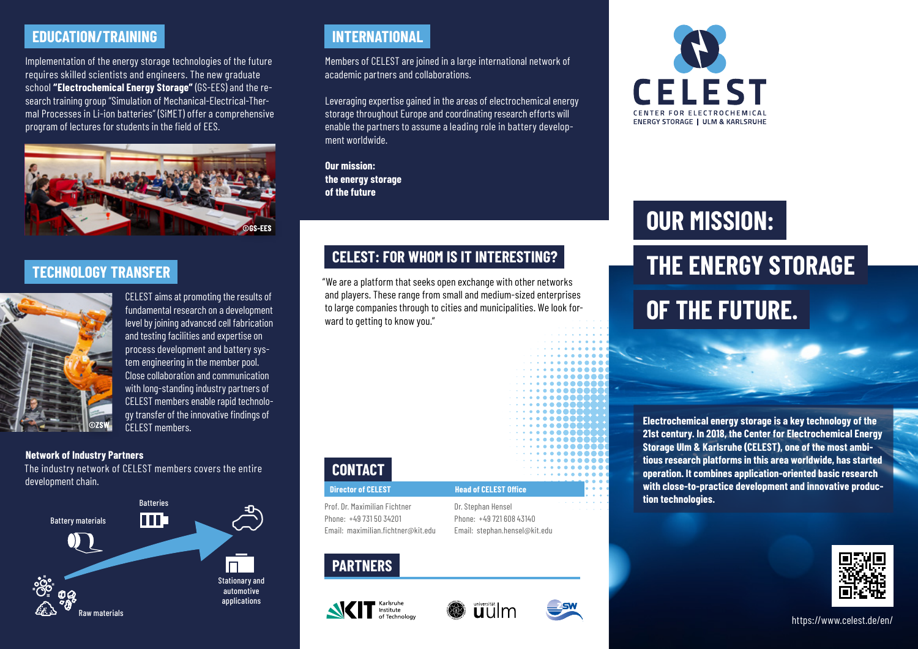## EDUCATION/TRAINING

Implementation of the energy storage technologies of the future requires skilled scientists and engineers. The new graduate school **"Electrochemical Energy Storage"** (GS-EES) and the research training group "Simulation of Mechanical-Electrical-Thermal Processes in Li-ion batteries" (SiMET) offer a comprehensive program of lectures for students in the field of EES.

©GS-EES

## TECHNOLOGY TRANSFER

©ZSW

CELEST aims at promoting the results of fundamental research on a development level by joining advanced cell fabrication and testing facilities and expertise on process development and battery system engineering in the member pool. Close collaboration and communication with long-standing industry partners of CELEST members enable rapid technology transfer of the innovative findings of CELEST members.

**Network of Industry Partners**

The industry network of CELEST members covers the entire development chain.

Raw materials → Battery materials → Batteries → Stationary and automotive applications

## INTERNATIONAL

Members of CELEST are joined in a large international network of academic partners and collaborations.

Leveraging expertise gained in the areas of electrochemical energy storage throughout Europe and coordinating research efforts will enable the partners to assume a leading role in battery development worldwide.

**Our mission: the energy storage of the future**

## CELEST: FOR WHOM IS IT INTERESTING?

"We are a platform that seeks open exchange with other networks and players. These range from small and medium-sized enterprises to large companies through to cities and municipalities. We look forward to getting to know you."

## CONTACT

| Director of CELEST | Head of CELEST Office |
|---|---|
| Prof. Dr. Maximilian Fichtner | Dr. Stephan Hensel |
| Phone: +49 731 50 34201 | Phone: +49 721 608 43140 |
| Email: maximilian.fichtner@kit.edu | Email: stephan.hensel@kit.edu |

## PARTNERS

KIT Karlsruhe Institute of Technology — universität ulm — ZSW

**CELEST**
CENTER FOR ELECTROCHEMICAL ENERGY STORAGE | ULM & KARLSRUHE

# OUR MISSION: THE ENERGY STORAGE OF THE FUTURE.

**Electrochemical energy storage is a key technology of the 21st century. In 2018, the Center for Electrochemical Energy Storage Ulm & Karlsruhe (CELEST), one of the most ambitious research platforms in this area worldwide, has started operation. It combines application-oriented basic research with close-to-practice development and innovative production technologies.**

https://www.celest.de/en/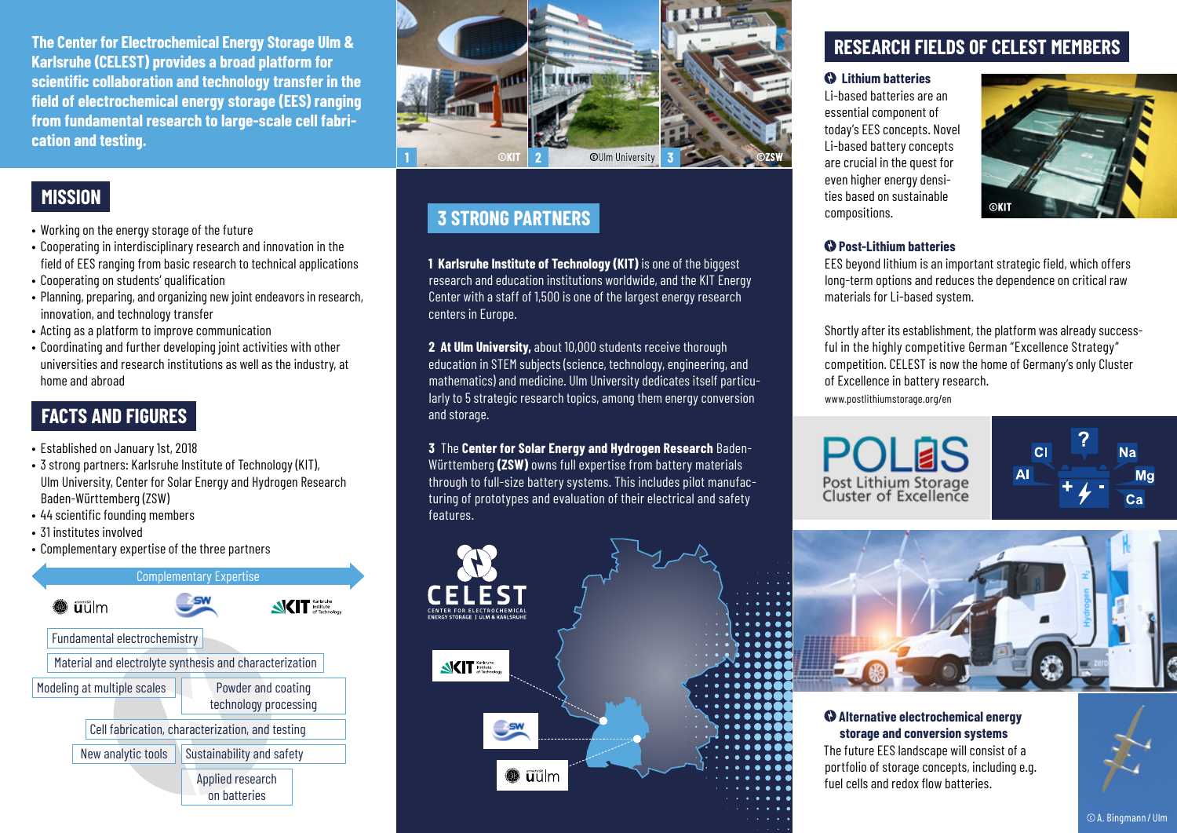The Center for Electrochemical Energy Storage Ulm & Karlsruhe (CELEST) provides a broad platform for scientific collaboration and technology transfer in the field of electrochemical energy storage (EES) ranging from fundamental research to large-scale cell fabrication and testing.

## MISSION

- Working on the energy storage of the future
- Cooperating in interdisciplinary research and innovation in the field of EES ranging from basic research to technical applications
- Cooperating on students' qualification
- Planning, preparing, and organizing new joint endeavors in research, innovation, and technology transfer
- Acting as a platform to improve communication
- Coordinating and further developing joint activities with other universities and research institutions as well as the industry, at home and abroad

## FACTS AND FIGURES

- Established on January 1st, 2018
- 3 strong partners: Karlsruhe Institute of Technology (KIT), Ulm University, Center for Solar Energy and Hydrogen Research Baden-Württemberg (ZSW)
- 44 scientific founding members
- 31 institutes involved
- Complementary expertise of the three partners

Complementary Expertise

Fundamental electrochemistry

Material and electrolyte synthesis and characterization

Modeling at multiple scales

Powder and coating technology processing

Cell fabrication, characterization, and testing

New analytic tools

Sustainability and safety

Applied research on batteries

1 ©KIT 2 ©Ulm University 3 ©ZSW

## 3 STRONG PARTNERS

**1 Karlsruhe Institute of Technology (KIT)** is one of the biggest research and education institutions worldwide, and the KIT Energy Center with a staff of 1,500 is one of the largest energy research centers in Europe.

**2 At Ulm University,** about 10,000 students receive thorough education in STEM subjects (science, technology, engineering, and mathematics) and medicine. Ulm University dedicates itself particularly to 5 strategic research topics, among them energy conversion and storage.

**3** The **Center for Solar Energy and Hydrogen Research** Baden-Württemberg **(ZSW)** owns full expertise from battery materials through to full-size battery systems. This includes pilot manufacturing of prototypes and evaluation of their electrical and safety features.

CELEST — CENTER FOR ELECTROCHEMICAL ENERGY STORAGE | ULM & KARLSRUHE

## RESEARCH FIELDS OF CELEST MEMBERS

### Lithium batteries

Li-based batteries are an essential component of today's EES concepts. Novel Li-based battery concepts are crucial in the quest for even higher energy densities based on sustainable compositions.

©KIT

### Post-Lithium batteries

EES beyond lithium is an important strategic field, which offers long-term options and reduces the dependence on critical raw materials for Li-based system.

Shortly after its establishment, the platform was already successful in the highly competitive German "Excellence Strategy" competition. CELEST is now the home of Germany's only Cluster of Excellence in battery research.

www.postlithiumstorage.org/en

POLiS — Post Lithium Storage Cluster of Excellence

### Alternative electrochemical energy storage and conversion systems

The future EES landscape will consist of a portfolio of storage concepts, including e.g. fuel cells and redox flow batteries.

© A. Bingmann / Ulm